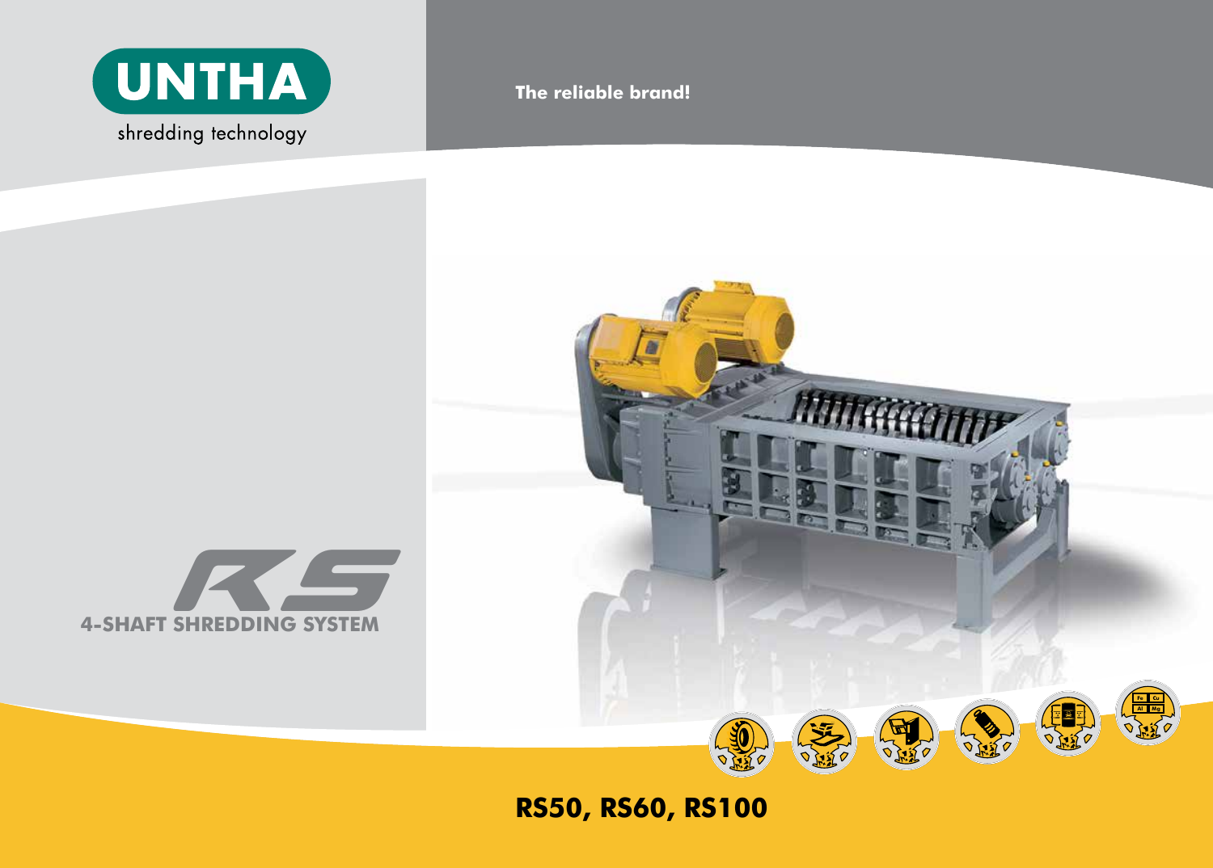UNTHA

shredding technology

**The reliable brand!**

RS

**4-SHAFT SHREDDING SYSTEM**

# RS50, RS60, RS100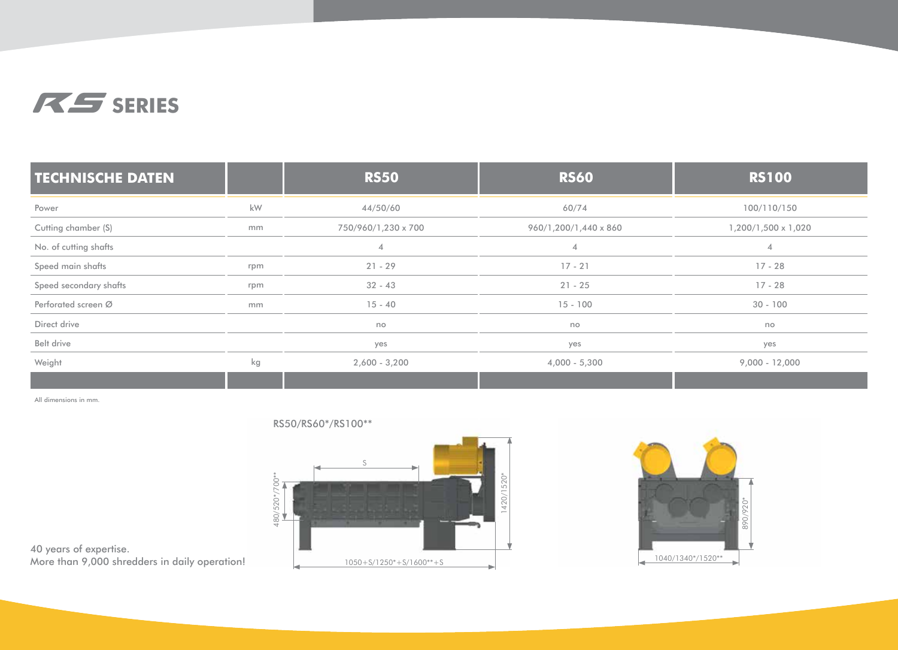# RS SERIES

| TECHNISCHE DATEN | | RS50 | RS60 | RS100 |
|---|---|---|---|---|
| Power | kW | 44/50/60 | 60/74 | 100/110/150 |
| Cutting chamber (S) | mm | 750/960/1,230 x 700 | 960/1,200/1,440 x 860 | 1,200/1,500 x 1,020 |
| No. of cutting shafts | | 4 | 4 | 4 |
| Speed main shafts | rpm | 21 - 29 | 17 - 21 | 17 - 28 |
| Speed secondary shafts | rpm | 32 - 43 | 21 - 25 | 17 - 28 |
| Perforated screen Ø | mm | 15 - 40 | 15 - 100 | 30 - 100 |
| Direct drive | | no | no | no |
| Belt drive | | yes | yes | yes |
| Weight | kg | 2,600 - 3,200 | 4,000 - 5,300 | 9,000 - 12,000 |

All dimensions in mm.

RS50/RS60*/RS100**

S

480/520*/700**

1420/1520*

1050+S/1250*+S/1600**+S

890/920*

1040/1340*/1520**

40 years of expertise.
More than 9,000 shredders in daily operation!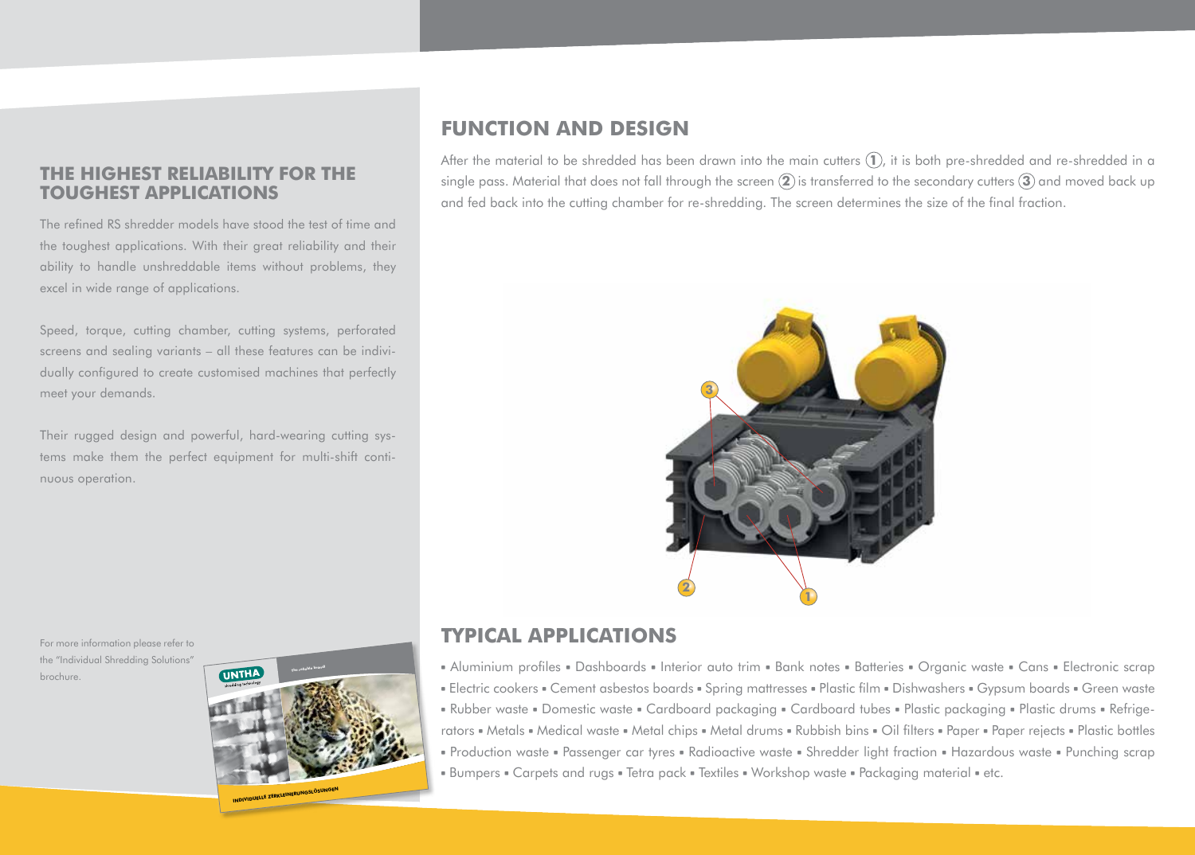## THE HIGHEST RELIABILITY FOR THE TOUGHEST APPLICATIONS

The refined RS shredder models have stood the test of time and the toughest applications. With their great reliability and their ability to handle unshreddable items without problems, they excel in wide range of applications.

Speed, torque, cutting chamber, cutting systems, perforated screens and sealing variants – all these features can be individually configured to create customised machines that perfectly meet your demands.

Their rugged design and powerful, hard-wearing cutting systems make them the perfect equipment for multi-shift continuous operation.

For more information please refer to the "Individual Shredding Solutions" brochure.

## FUNCTION AND DESIGN

After the material to be shredded has been drawn into the main cutters (1), it is both pre-shredded and re-shredded in a single pass. Material that does not fall through the screen (2) is transferred to the secondary cutters (3) and moved back up and fed back into the cutting chamber for re-shredding. The screen determines the size of the final fraction.

## TYPICAL APPLICATIONS

▪ Aluminium profiles ▪ Dashboards ▪ Interior auto trim ▪ Bank notes ▪ Batteries ▪ Organic waste ▪ Cans ▪ Electronic scrap ▪ Electric cookers ▪ Cement asbestos boards ▪ Spring mattresses ▪ Plastic film ▪ Dishwashers ▪ Gypsum boards ▪ Green waste ▪ Rubber waste ▪ Domestic waste ▪ Cardboard packaging ▪ Cardboard tubes ▪ Plastic packaging ▪ Plastic drums ▪ Refrigerators ▪ Metals ▪ Medical waste ▪ Metal chips ▪ Metal drums ▪ Rubbish bins ▪ Oil filters ▪ Paper ▪ Paper rejects ▪ Plastic bottles ▪ Production waste ▪ Passenger car tyres ▪ Radioactive waste ▪ Shredder light fraction ▪ Hazardous waste ▪ Punching scrap ▪ Bumpers ▪ Carpets and rugs ▪ Tetra pack ▪ Textiles ▪ Workshop waste ▪ Packaging material ▪ etc.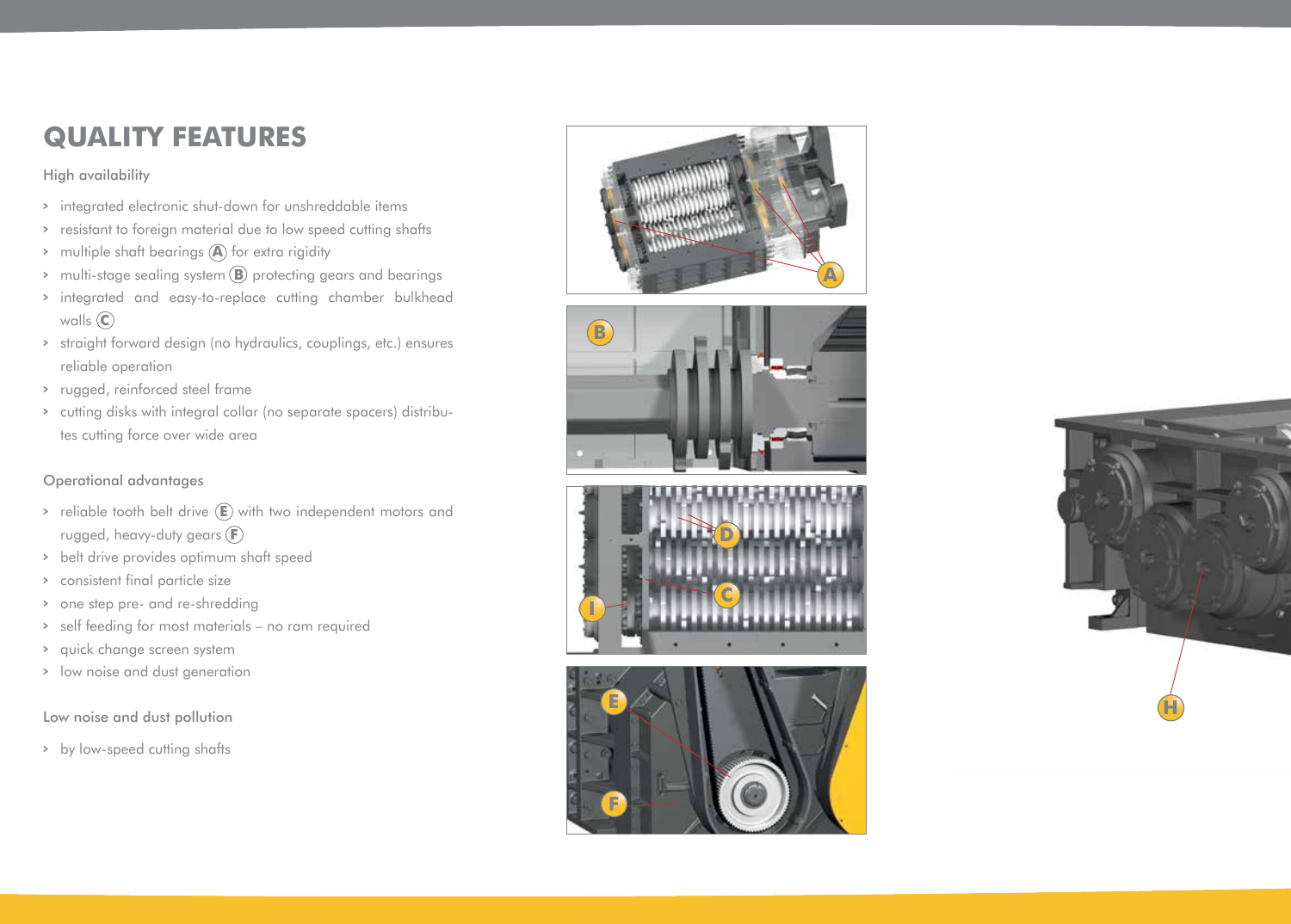# QUALITY FEATURES

## High availability

- integrated electronic shut-down for unshreddable items
- resistant to foreign material due to low speed cutting shafts
- multiple shaft bearings (A) for extra rigidity
- multi-stage sealing system (B) protecting gears and bearings
- integrated and easy-to-replace cutting chamber bulkhead walls (C)
- straight forward design (no hydraulics, couplings, etc.) ensures reliable operation
- rugged, reinforced steel frame
- cutting disks with integral collar (no separate spacers) distributes cutting force over wide area

## Operational advantages

- reliable tooth belt drive (E) with two independent motors and rugged, heavy-duty gears (F)
- belt drive provides optimum shaft speed
- consistent final particle size
- one step pre- and re-shredding
- self feeding for most materials – no ram required
- quick change screen system
- low noise and dust generation

## Low noise and dust pollution

- by low-speed cutting shafts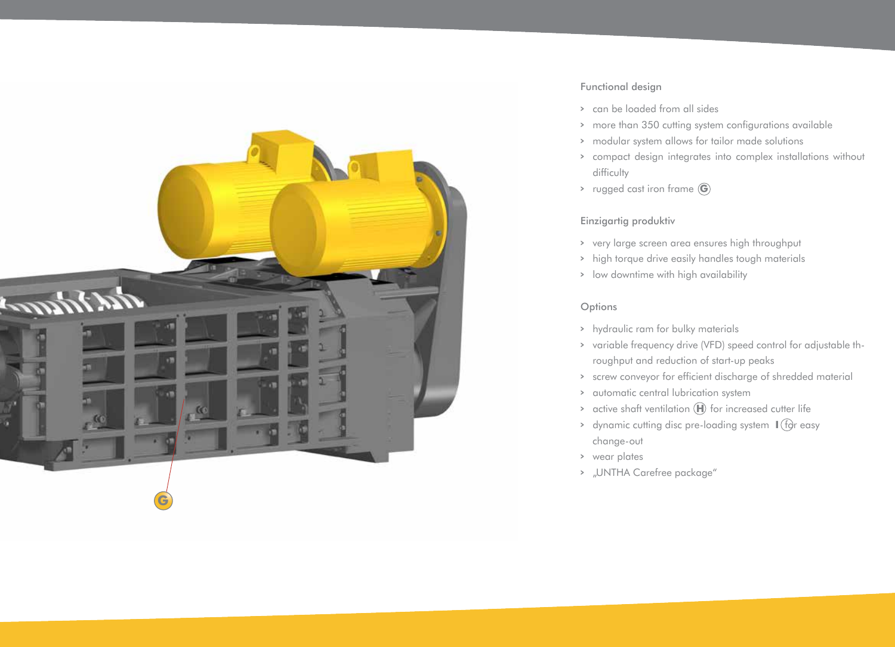## Functional design

- can be loaded from all sides
- more than 350 cutting system configurations available
- modular system allows for tailor made solutions
- compact design integrates into complex installations without difficulty
- rugged cast iron frame (G)

## Einzigartig produktiv

- very large screen area ensures high throughput
- high torque drive easily handles tough materials
- low downtime with high availability

## Options

- hydraulic ram for bulky materials
- variable frequency drive (VFD) speed control for adjustable throughput and reduction of start-up peaks
- screw conveyor for efficient discharge of shredded material
- automatic central lubrication system
- active shaft ventilation (H) for increased cutter life
- dynamic cutting disc pre-loading system I for easy change-out
- wear plates
- „UNTHA Carefree package"

G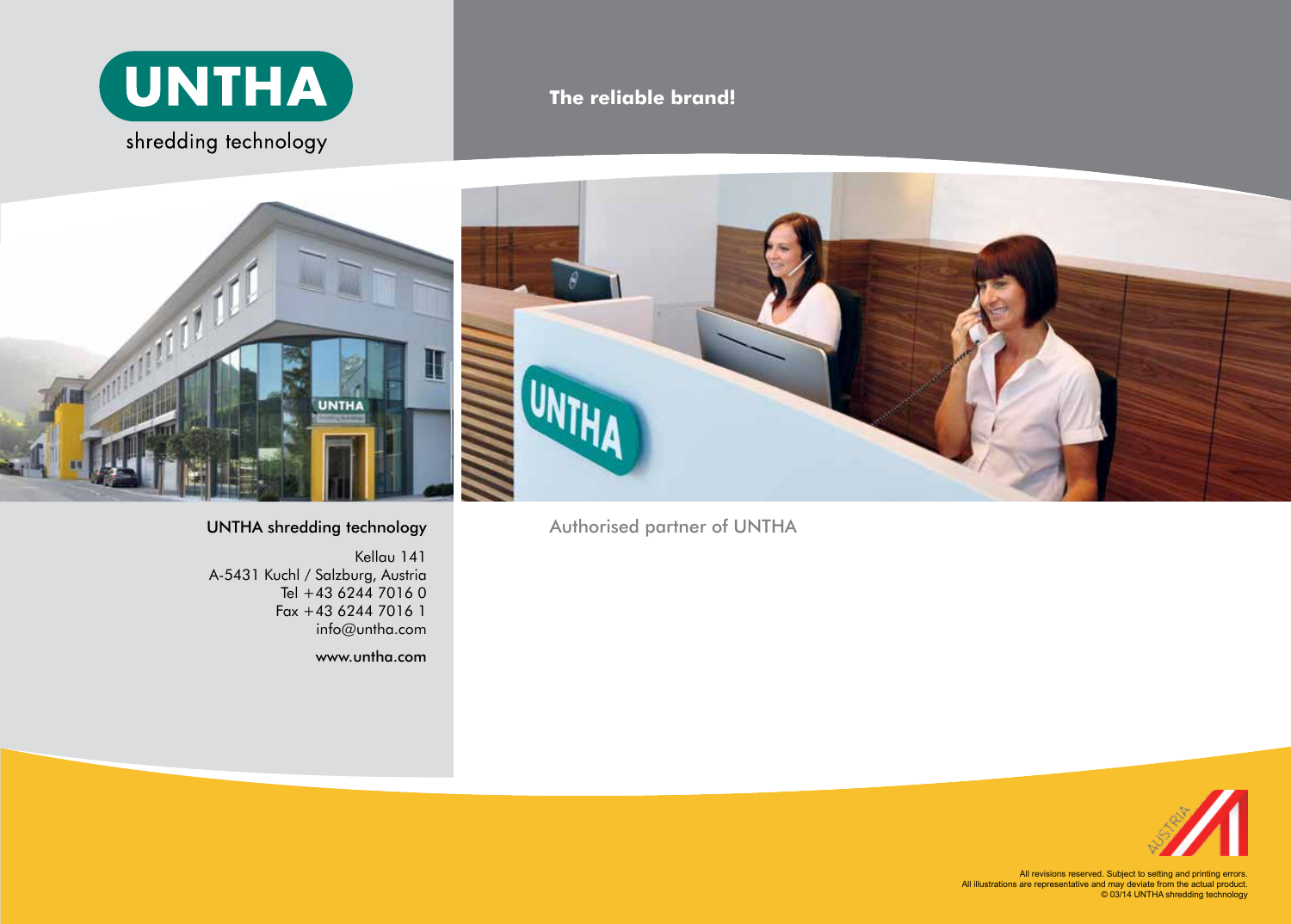UNTHA

shredding technology

**The reliable brand!**

UNTHA shredding technology

Kellau 141
A-5431 Kuchl / Salzburg, Austria
Tel +43 6244 7016 0
Fax +43 6244 7016 1
info@untha.com

www.untha.com

Authorised partner of UNTHA

All revisions reserved. Subject to setting and printing errors.
All illustrations are representative and may deviate from the actual product.
© 03/14 UNTHA shredding technology